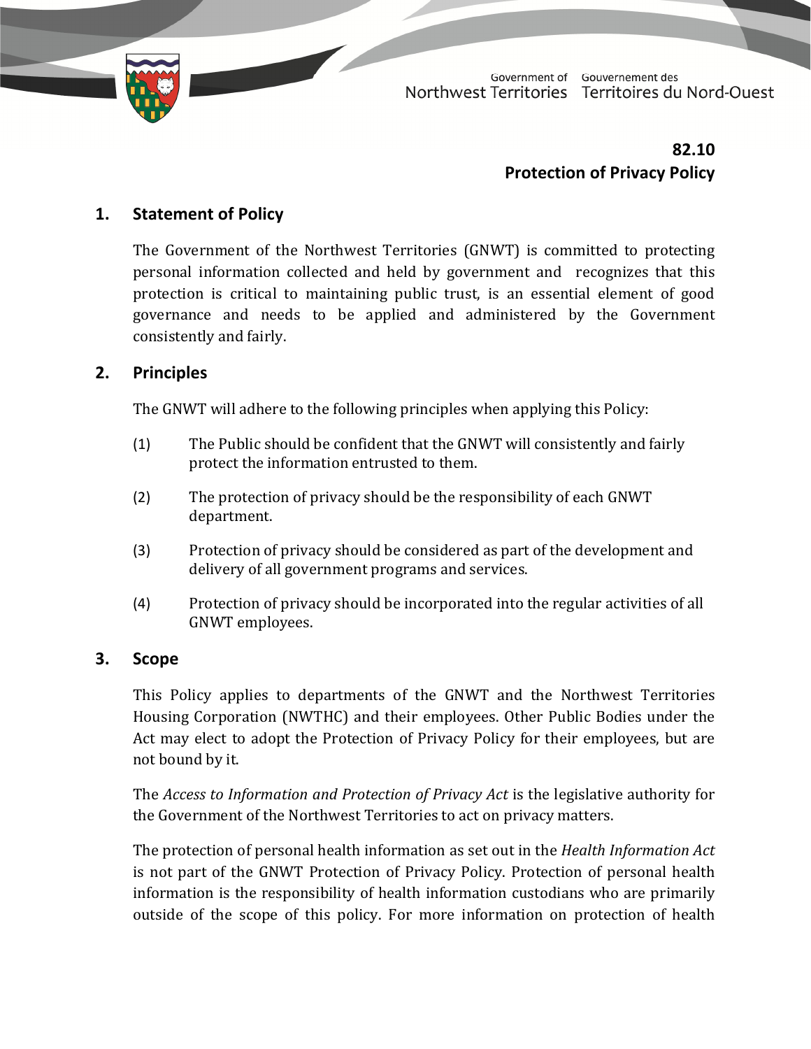Government of Northwest Territories / Gouvernement des Territoires du Nord-Ouest

**82.10**
**Protection of Privacy Policy**

## 1. Statement of Policy

The Government of the Northwest Territories (GNWT) is committed to protecting personal information collected and held by government and recognizes that this protection is critical to maintaining public trust, is an essential element of good governance and needs to be applied and administered by the Government consistently and fairly.

## 2. Principles

The GNWT will adhere to the following principles when applying this Policy:

(1) The Public should be confident that the GNWT will consistently and fairly protect the information entrusted to them.

(2) The protection of privacy should be the responsibility of each GNWT department.

(3) Protection of privacy should be considered as part of the development and delivery of all government programs and services.

(4) Protection of privacy should be incorporated into the regular activities of all GNWT employees.

## 3. Scope

This Policy applies to departments of the GNWT and the Northwest Territories Housing Corporation (NWTHC) and their employees. Other Public Bodies under the Act may elect to adopt the Protection of Privacy Policy for their employees, but are not bound by it.

The *Access to Information and Protection of Privacy Act* is the legislative authority for the Government of the Northwest Territories to act on privacy matters.

The protection of personal health information as set out in the *Health Information Act* is not part of the GNWT Protection of Privacy Policy. Protection of personal health information is the responsibility of health information custodians who are primarily outside of the scope of this policy. For more information on protection of health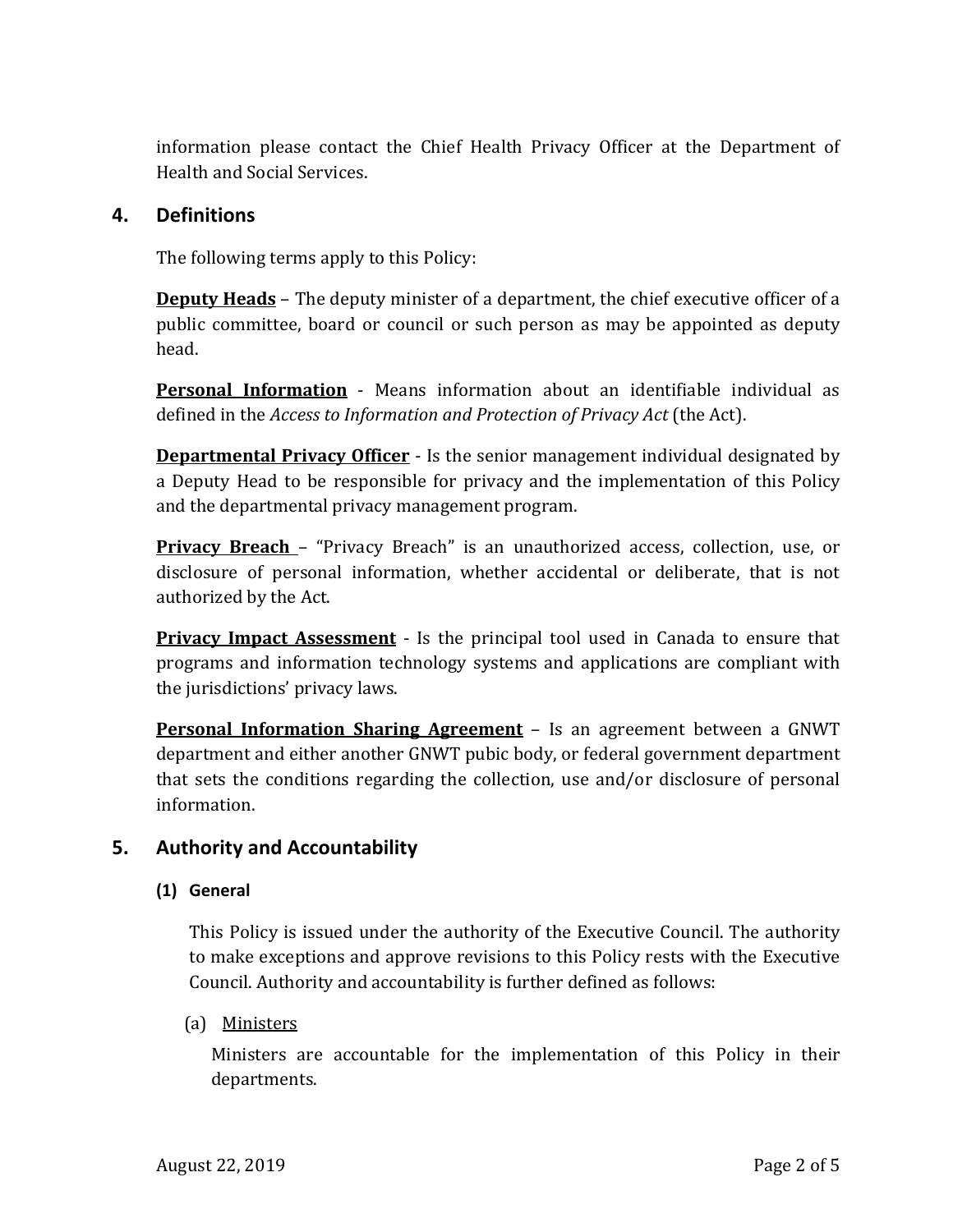information please contact the Chief Health Privacy Officer at the Department of Health and Social Services.

## 4. Definitions

The following terms apply to this Policy:

**Deputy Heads** – The deputy minister of a department, the chief executive officer of a public committee, board or council or such person as may be appointed as deputy head.

**Personal Information** - Means information about an identifiable individual as defined in the *Access to Information and Protection of Privacy Act* (the Act).

**Departmental Privacy Officer** - Is the senior management individual designated by a Deputy Head to be responsible for privacy and the implementation of this Policy and the departmental privacy management program.

**Privacy Breach** – "Privacy Breach" is an unauthorized access, collection, use, or disclosure of personal information, whether accidental or deliberate, that is not authorized by the Act.

**Privacy Impact Assessment** - Is the principal tool used in Canada to ensure that programs and information technology systems and applications are compliant with the jurisdictions' privacy laws.

**Personal Information Sharing Agreement** – Is an agreement between a GNWT department and either another GNWT pubic body, or federal government department that sets the conditions regarding the collection, use and/or disclosure of personal information.

## 5. Authority and Accountability

### (1) General

This Policy is issued under the authority of the Executive Council. The authority to make exceptions and approve revisions to this Policy rests with the Executive Council. Authority and accountability is further defined as follows:

(a) Ministers

Ministers are accountable for the implementation of this Policy in their departments.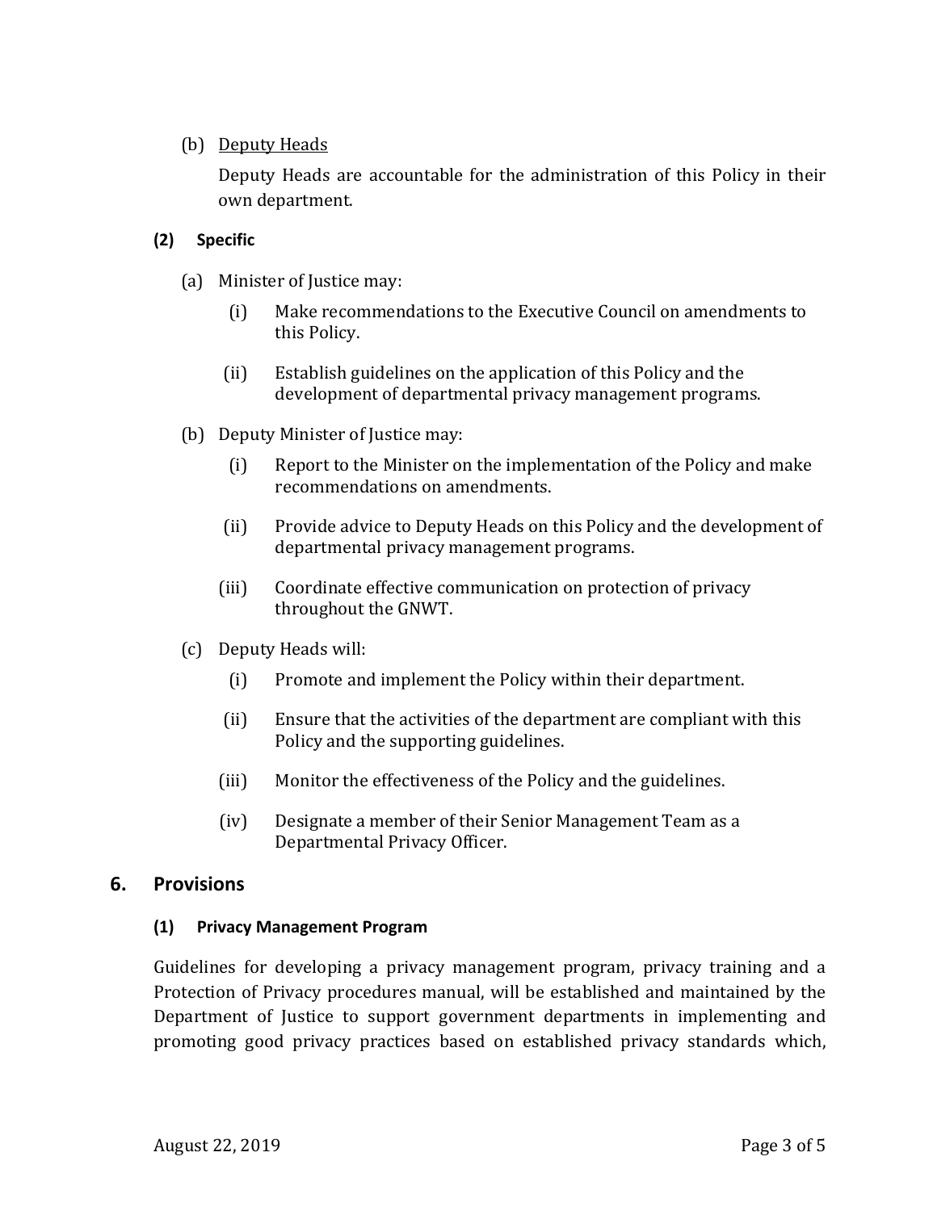(b) <u>Deputy Heads</u>

Deputy Heads are accountable for the administration of this Policy in their own department.

**(2) Specific**

(a) Minister of Justice may:

- (i) Make recommendations to the Executive Council on amendments to this Policy.
- (ii) Establish guidelines on the application of this Policy and the development of departmental privacy management programs.

(b) Deputy Minister of Justice may:

- (i) Report to the Minister on the implementation of the Policy and make recommendations on amendments.
- (ii) Provide advice to Deputy Heads on this Policy and the development of departmental privacy management programs.
- (iii) Coordinate effective communication on protection of privacy throughout the GNWT.

(c) Deputy Heads will:

- (i) Promote and implement the Policy within their department.
- (ii) Ensure that the activities of the department are compliant with this Policy and the supporting guidelines.
- (iii) Monitor the effectiveness of the Policy and the guidelines.
- (iv) Designate a member of their Senior Management Team as a Departmental Privacy Officer.

## 6. Provisions

**(1) Privacy Management Program**

Guidelines for developing a privacy management program, privacy training and a Protection of Privacy procedures manual, will be established and maintained by the Department of Justice to support government departments in implementing and promoting good privacy practices based on established privacy standards which,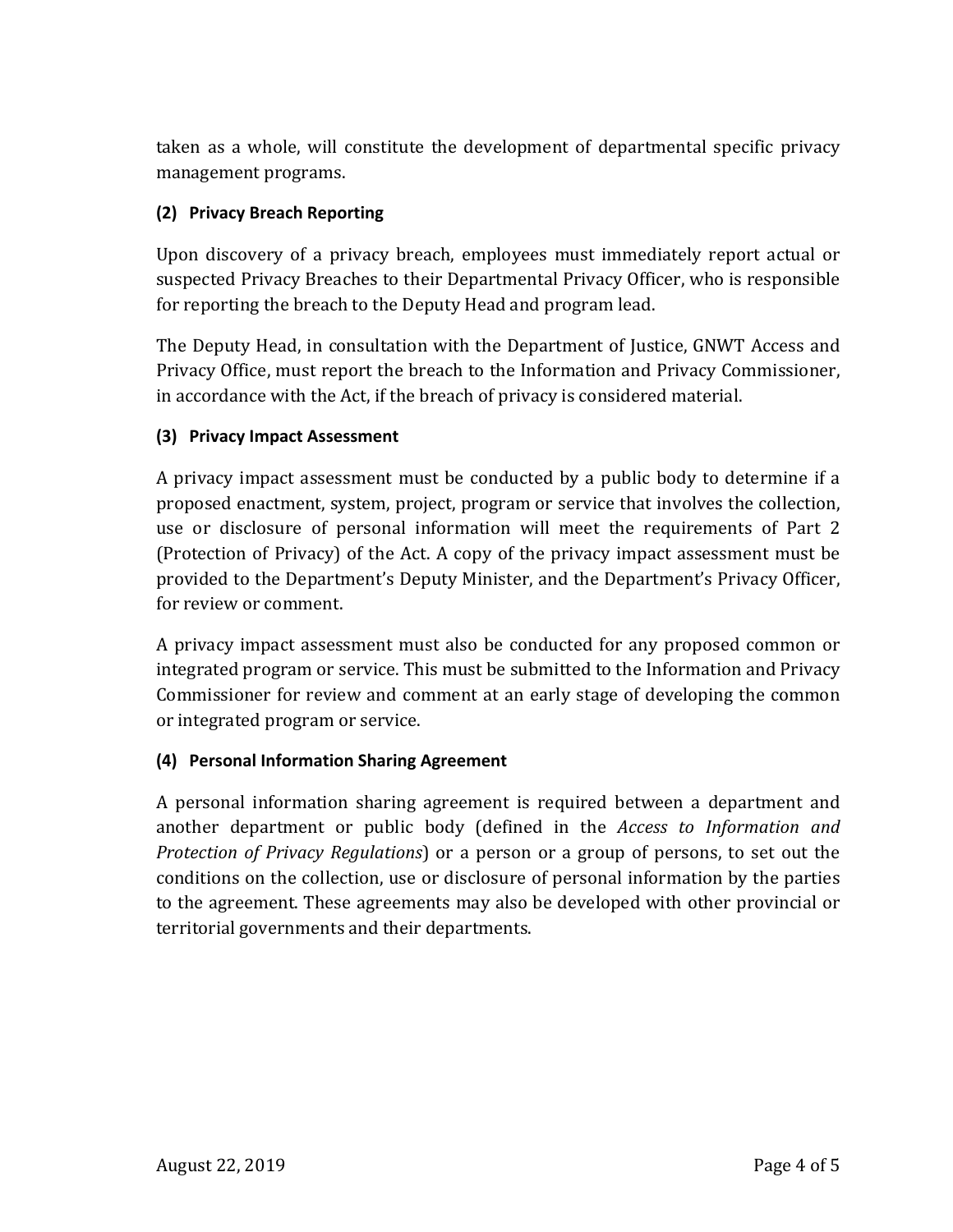taken as a whole, will constitute the development of departmental specific privacy management programs.

**(2) Privacy Breach Reporting**

Upon discovery of a privacy breach, employees must immediately report actual or suspected Privacy Breaches to their Departmental Privacy Officer, who is responsible for reporting the breach to the Deputy Head and program lead.

The Deputy Head, in consultation with the Department of Justice, GNWT Access and Privacy Office, must report the breach to the Information and Privacy Commissioner, in accordance with the Act, if the breach of privacy is considered material.

**(3) Privacy Impact Assessment**

A privacy impact assessment must be conducted by a public body to determine if a proposed enactment, system, project, program or service that involves the collection, use or disclosure of personal information will meet the requirements of Part 2 (Protection of Privacy) of the Act. A copy of the privacy impact assessment must be provided to the Department's Deputy Minister, and the Department's Privacy Officer, for review or comment.

A privacy impact assessment must also be conducted for any proposed common or integrated program or service. This must be submitted to the Information and Privacy Commissioner for review and comment at an early stage of developing the common or integrated program or service.

**(4) Personal Information Sharing Agreement**

A personal information sharing agreement is required between a department and another department or public body (defined in the *Access to Information and Protection of Privacy Regulations*) or a person or a group of persons, to set out the conditions on the collection, use or disclosure of personal information by the parties to the agreement. These agreements may also be developed with other provincial or territorial governments and their departments.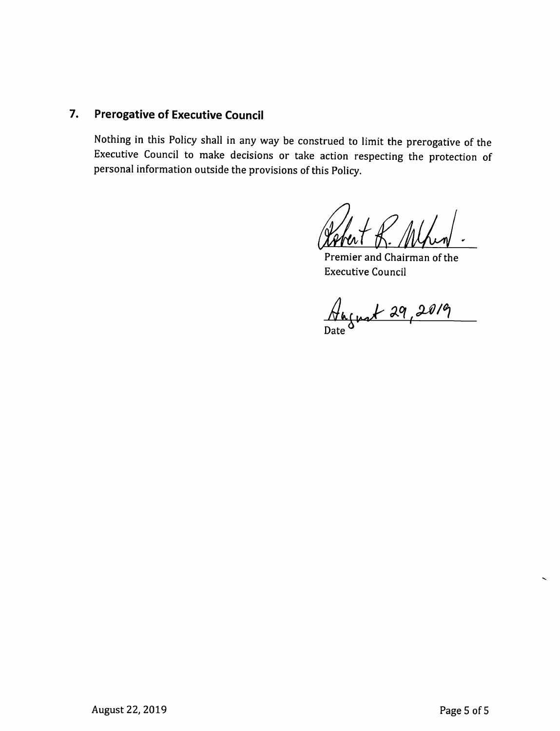## 7. Prerogative of Executive Council

Nothing in this Policy shall in any way be construed to limit the prerogative of the Executive Council to make decisions or take action respecting the protection of personal information outside the provisions of this Policy.

Robert R. McLeod.

Premier and Chairman of the Executive Council

August 29, 2019

Date

August 22, 2019